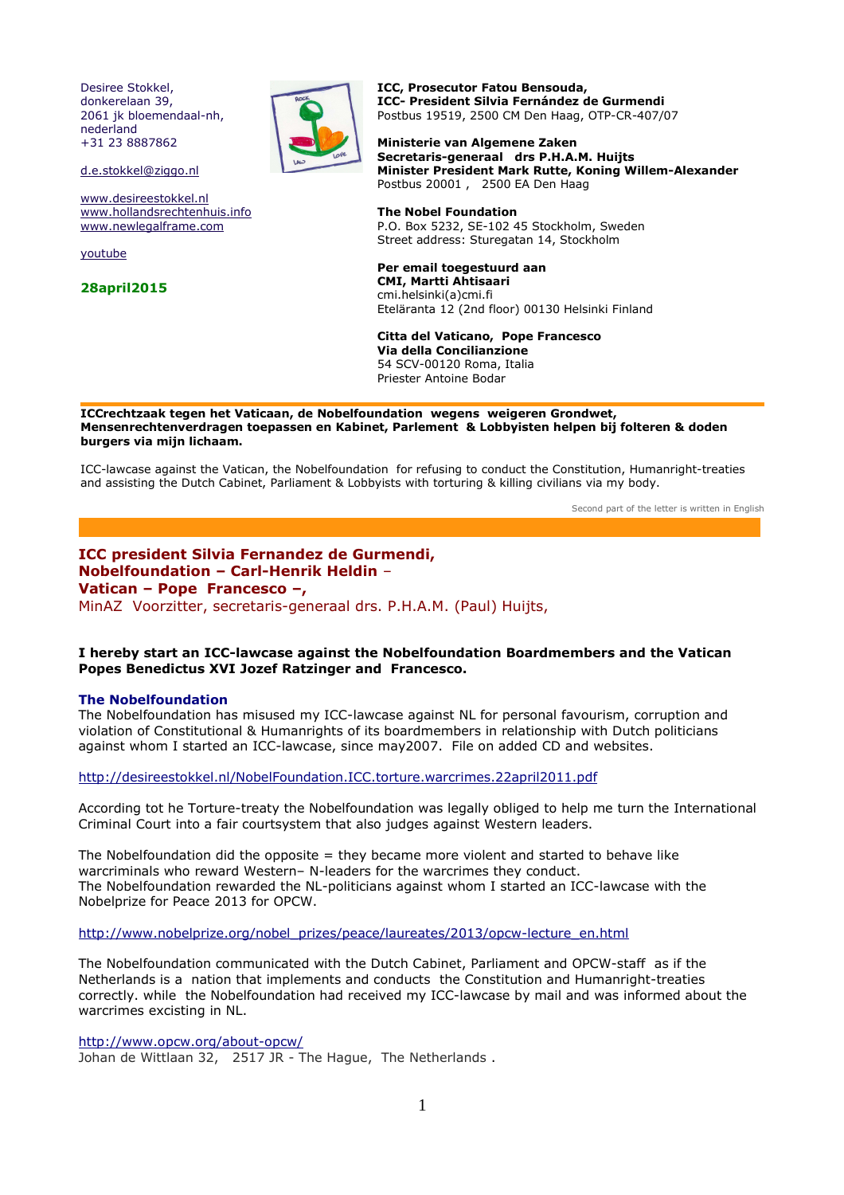Desiree Stokkel,
donkerelaan 39,
2061 jk bloemendaal-nh,
nederland
+31 23 8887862

d.e.stokkel@ziggo.nl

www.desireestokkel.nl
www.hollandsrechtenhuis.info
www.newlegalframe.com

youtube

**28april2015**

**ICC, Prosecutor Fatou Bensouda,**
**ICC- President Silvia Fernández de Gurmendi**
Postbus 19519, 2500 CM Den Haag, OTP-CR-407/07

**Ministerie van Algemene Zaken**
**Secretaris-generaal drs P.H.A.M. Huijts**
**Minister President Mark Rutte, Koning Willem-Alexander**
Postbus 20001 , 2500 EA Den Haag

**The Nobel Foundation**
P.O. Box 5232, SE-102 45 Stockholm, Sweden
Street address: Sturegatan 14, Stockholm

**Per email toegestuurd aan**
**CMI, Martti Ahtisaari**
cmi.helsinki(a)cmi.fi
Eteläranta 12 (2nd floor) 00130 Helsinki Finland

**Citta del Vaticano, Pope Francesco**
**Via della Concilianzione**
54 SCV-00120 Roma, Italia
Priester Antoine Bodar

---

**ICCrechtzaak tegen het Vaticaan, de Nobelfoundation wegens weigeren Grondwet, Mensenrechtenverdragen toepassen en Kabinet, Parlement & Lobbyisten helpen bij folteren & doden burgers via mijn lichaam.**

ICC-lawcase against the Vatican, the Nobelfoundation for refusing to conduct the Constitution, Humanright-treaties and assisting the Dutch Cabinet, Parliament & Lobbyists with torturing & killing civilians via my body.

Second part of the letter is written in English

---

**ICC president Silvia Fernandez de Gurmendi,**
**Nobelfoundation – Carl-Henrik Heldin –**
**Vatican – Pope Francesco –,**
MinAZ Voorzitter, secretaris-generaal drs. P.H.A.M. (Paul) Huijts,

**I hereby start an ICC-lawcase against the Nobelfoundation Boardmembers and the Vatican Popes Benedictus XVI Jozef Ratzinger and Francesco.**

**The Nobelfoundation**
The Nobelfoundation has misused my ICC-lawcase against NL for personal favourism, corruption and violation of Constitutional & Humanrights of its boardmembers in relationship with Dutch politicians against whom I started an ICC-lawcase, since may2007. File on added CD and websites.

http://desireestokkel.nl/NobelFoundation.ICC.torture.warcrimes.22april2011.pdf

According tot he Torture-treaty the Nobelfoundation was legally obliged to help me turn the International Criminal Court into a fair courtsystem that also judges against Western leaders.

The Nobelfoundation did the opposite = they became more violent and started to behave like warcriminals who reward Western– N-leaders for the warcrimes they conduct.
The Nobelfoundation rewarded the NL-politicians against whom I started an ICC-lawcase with the Nobelprize for Peace 2013 for OPCW.

http://www.nobelprize.org/nobel_prizes/peace/laureates/2013/opcw-lecture_en.html

The Nobelfoundation communicated with the Dutch Cabinet, Parliament and OPCW-staff as if the Netherlands is a nation that implements and conducts the Constitution and Humanright-treaties correctly. while the Nobelfoundation had received my ICC-lawcase by mail and was informed about the warcrimes excisting in NL.

http://www.opcw.org/about-opcw/
Johan de Wittlaan 32, 2517 JR - The Hague, The Netherlands .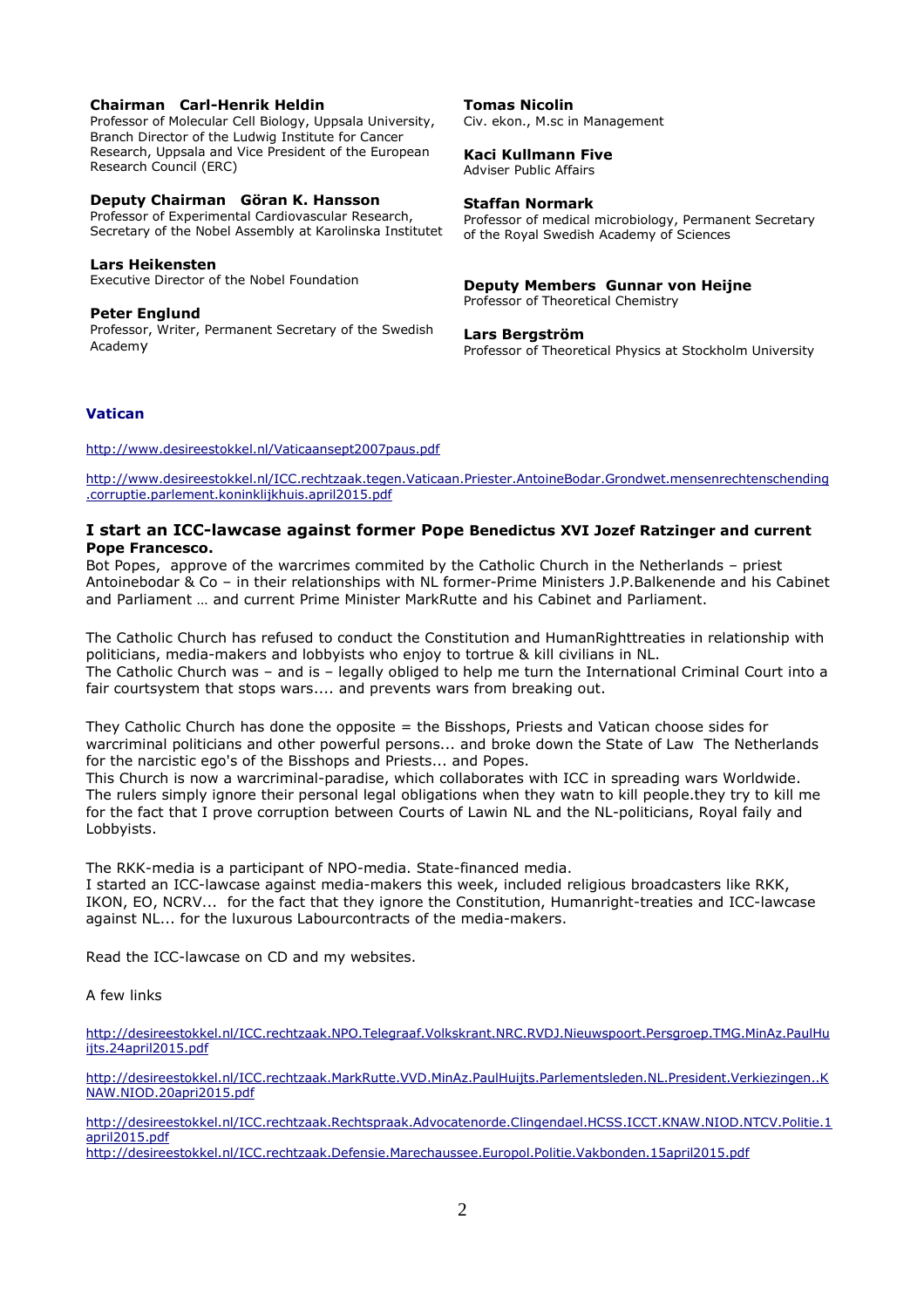**Chairman Carl-Henrik Heldin**
Professor of Molecular Cell Biology, Uppsala University, Branch Director of the Ludwig Institute for Cancer Research, Uppsala and Vice President of the European Research Council (ERC)

**Deputy Chairman Göran K. Hansson**
Professor of Experimental Cardiovascular Research, Secretary of the Nobel Assembly at Karolinska Institutet

**Lars Heikensten**
Executive Director of the Nobel Foundation

**Peter Englund**
Professor, Writer, Permanent Secretary of the Swedish Academy

**Tomas Nicolin**
Civ. ekon., M.sc in Management

**Kaci Kullmann Five**
Adviser Public Affairs

**Staffan Normark**
Professor of medical microbiology, Permanent Secretary of the Royal Swedish Academy of Sciences

**Deputy Members Gunnar von Heijne**
Professor of Theoretical Chemistry

**Lars Bergström**
Professor of Theoretical Physics at Stockholm University

**Vatican**

http://www.desireestokkel.nl/Vaticaansept2007paus.pdf

http://www.desireestokkel.nl/ICC.rechtzaak.tegen.Vaticaan.Priester.AntoineBodar.Grondwet.mensenrechtenschending.corruptie.parlement.koninklijkhuis.april2015.pdf

### I start an ICC-lawcase against former Pope Benedictus XVI Jozef Ratzinger and current Pope Francesco.

Bot Popes, approve of the warcrimes commited by the Catholic Church in the Netherlands – priest Antoinebodar & Co – in their relationships with NL former-Prime Ministers J.P.Balkenende and his Cabinet and Parliament … and current Prime Minister MarkRutte and his Cabinet and Parliament.

The Catholic Church has refused to conduct the Constitution and HumanRighttreaties in relationship with politicians, media-makers and lobbyists who enjoy to tortrue & kill civilians in NL.
The Catholic Church was – and is – legally obliged to help me turn the International Criminal Court into a fair courtsystem that stops wars.... and prevents wars from breaking out.

They Catholic Church has done the opposite = the Bisshops, Priests and Vatican choose sides for warcriminal politicians and other powerful persons... and broke down the State of Law The Netherlands for the narcistic ego's of the Bisshops and Priests... and Popes.
This Church is now a warcriminal-paradise, which collaborates with ICC in spreading wars Worldwide.
The rulers simply ignore their personal legal obligations when they watn to kill people.they try to kill me for the fact that I prove corruption between Courts of Lawin NL and the NL-politicians, Royal faily and Lobbyists.

The RKK-media is a participant of NPO-media. State-financed media.
I started an ICC-lawcase against media-makers this week, included religious broadcasters like RKK, IKON, EO, NCRV... for the fact that they ignore the Constitution, Humanright-treaties and ICC-lawcase against NL... for the luxurous Labourcontracts of the media-makers.

Read the ICC-lawcase on CD and my websites.

A few links

http://desireestokkel.nl/ICC.rechtzaak.NPO.Telegraaf.Volkskrant.NRC.RVDJ.Nieuwspoort.Persgroep.TMG.MinAz.PaulHuijts.24april2015.pdf

http://desireestokkel.nl/ICC.rechtzaak.MarkRutte.VVD.MinAz.PaulHuijts.Parlementsleden.NL.President.Verkiezingen..KNAW.NIOD.20apri2015.pdf

http://desireestokkel.nl/ICC.rechtzaak.Rechtspraak.Advocatenorde.Clingendael.HCSS.ICCT.KNAW.NIOD.NTCV.Politie.1april2015.pdf
http://desireestokkel.nl/ICC.rechtzaak.Defensie.Marechaussee.Europol.Politie.Vakbonden.15april2015.pdf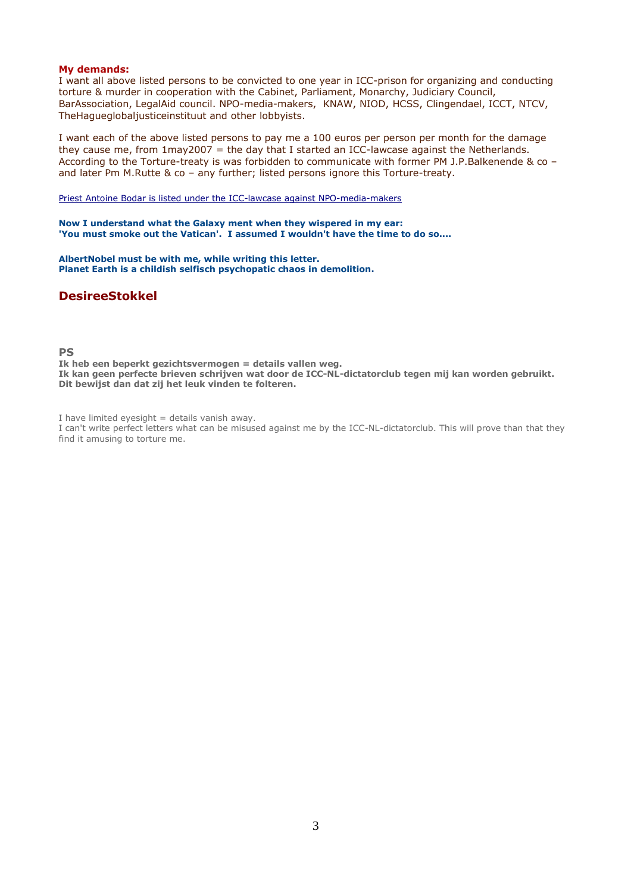**My demands:**
I want all above listed persons to be convicted to one year in ICC-prison for organizing and conducting torture & murder in cooperation with the Cabinet, Parliament, Monarchy, Judiciary Council, BarAssociation, LegalAid council. NPO-media-makers, KNAW, NIOD, HCSS, Clingendael, ICCT, NTCV, TheHagueglobaljusticeinstituut and other lobbyists.

I want each of the above listed persons to pay me a 100 euros per person per month for the damage they cause me, from 1may2007 = the day that I started an ICC-lawcase against the Netherlands. According to the Torture-treaty is was forbidden to communicate with former PM J.P.Balkenende & co – and later Pm M.Rutte & co – any further; listed persons ignore this Torture-treaty.

Priest Antoine Bodar is listed under the ICC-lawcase against NPO-media-makers

**Now I understand what the Galaxy ment when they wispered in my ear:**
**'You must smoke out the Vatican'. I assumed I wouldn't have the time to do so....**

**AlbertNobel must be with me, while writing this letter.**
**Planet Earth is a childish selfisch psychopatic chaos in demolition.**

## DesireeStokkel

### PS

**Ik heb een beperkt gezichtsvermogen = details vallen weg.**
**Ik kan geen perfecte brieven schrijven wat door de ICC-NL-dictatorclub tegen mij kan worden gebruikt.**
**Dit bewijst dan dat zij het leuk vinden te folteren.**

I have limited eyesight = details vanish away.
I can't write perfect letters what can be misused against me by the ICC-NL-dictatorclub. This will prove than that they find it amusing to torture me.